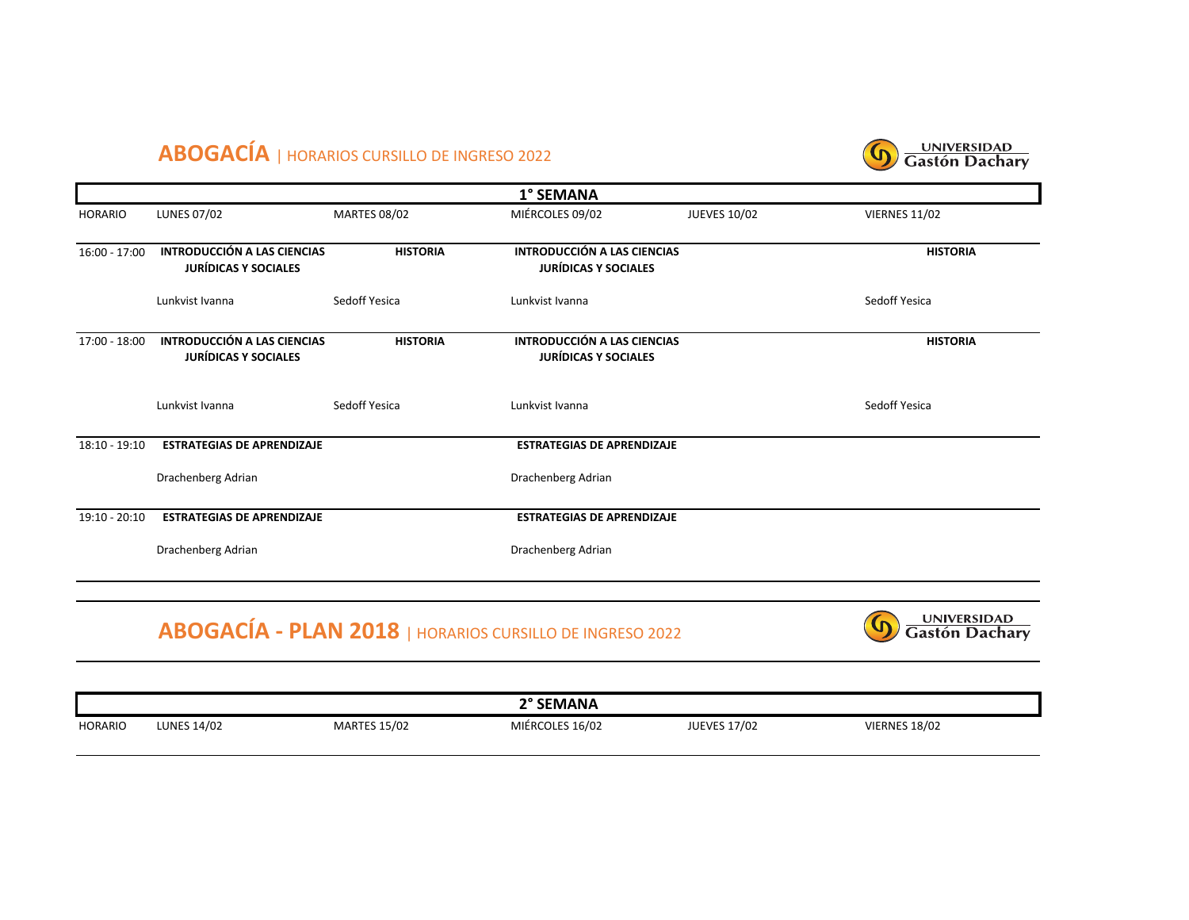# ABOGACÍA | HORARIOS CURSILLO DE INGRESO 2022

UNIVERSIDAD Gastón Dachary

| 1° SEMANA | | | | | |
|---|---|---|---|---|---|
| HORARIO | LUNES 07/02 | MARTES 08/02 | MIÉRCOLES 09/02 | JUEVES 10/02 | VIERNES 11/02 |
| 16:00 - 17:00 | **INTRODUCCIÓN A LAS CIENCIAS JURÍDICAS Y SOCIALES**<br>Lunkvist Ivanna | **HISTORIA**<br>Sedoff Yesica | **INTRODUCCIÓN A LAS CIENCIAS JURÍDICAS Y SOCIALES**<br>Lunkvist Ivanna | | **HISTORIA**<br>Sedoff Yesica |
| 17:00 - 18:00 | **INTRODUCCIÓN A LAS CIENCIAS JURÍDICAS Y SOCIALES**<br>Lunkvist Ivanna | **HISTORIA**<br>Sedoff Yesica | **INTRODUCCIÓN A LAS CIENCIAS JURÍDICAS Y SOCIALES**<br>Lunkvist Ivanna | | **HISTORIA**<br>Sedoff Yesica |
| 18:10 - 19:10 | **ESTRATEGIAS DE APRENDIZAJE**<br>Drachenberg Adrian | | **ESTRATEGIAS DE APRENDIZAJE**<br>Drachenberg Adrian | | |
| 19:10 - 20:10 | **ESTRATEGIAS DE APRENDIZAJE**<br>Drachenberg Adrian | | **ESTRATEGIAS DE APRENDIZAJE**<br>Drachenberg Adrian | | |

# ABOGACÍA - PLAN 2018 | HORARIOS CURSILLO DE INGRESO 2022

UNIVERSIDAD Gastón Dachary

| 2° SEMANA | | | | | |
|---|---|---|---|---|---|
| HORARIO | LUNES 14/02 | MARTES 15/02 | MIÉRCOLES 16/02 | JUEVES 17/02 | VIERNES 18/02 |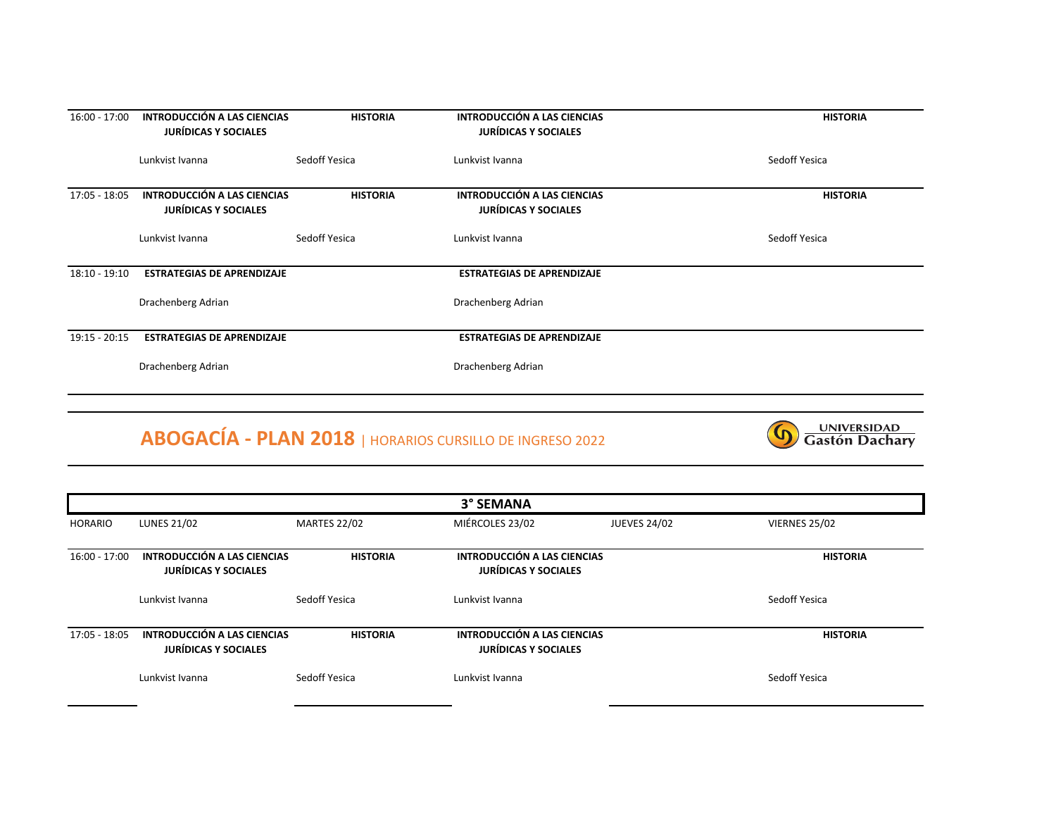| | | | | | |
|---|---|---|---|---|---|
| 16:00 - 17:00 | **INTRODUCCIÓN A LAS CIENCIAS JURÍDICAS Y SOCIALES**<br>Lunkvist Ivanna | **HISTORIA**<br>Sedoff Yesica | **INTRODUCCIÓN A LAS CIENCIAS JURÍDICAS Y SOCIALES**<br>Lunkvist Ivanna | | **HISTORIA**<br>Sedoff Yesica |
| 17:05 - 18:05 | **INTRODUCCIÓN A LAS CIENCIAS JURÍDICAS Y SOCIALES**<br>Lunkvist Ivanna | **HISTORIA**<br>Sedoff Yesica | **INTRODUCCIÓN A LAS CIENCIAS JURÍDICAS Y SOCIALES**<br>Lunkvist Ivanna | | **HISTORIA**<br>Sedoff Yesica |
| 18:10 - 19:10 | **ESTRATEGIAS DE APRENDIZAJE**<br>Drachenberg Adrian | | **ESTRATEGIAS DE APRENDIZAJE**<br>Drachenberg Adrian | | |
| 19:15 - 20:15 | **ESTRATEGIAS DE APRENDIZAJE**<br>Drachenberg Adrian | | **ESTRATEGIAS DE APRENDIZAJE**<br>Drachenberg Adrian | | |

# ABOGACÍA - PLAN 2018 | HORARIOS CURSILLO DE INGRESO 2022

UNIVERSIDAD Gastón Dachary

| 3° SEMANA | | | | | |
|---|---|---|---|---|---|
| HORARIO | LUNES 21/02 | MARTES 22/02 | MIÉRCOLES 23/02 | JUEVES 24/02 | VIERNES 25/02 |
| 16:00 - 17:00 | **INTRODUCCIÓN A LAS CIENCIAS JURÍDICAS Y SOCIALES**<br>Lunkvist Ivanna | **HISTORIA**<br>Sedoff Yesica | **INTRODUCCIÓN A LAS CIENCIAS JURÍDICAS Y SOCIALES**<br>Lunkvist Ivanna | | **HISTORIA**<br>Sedoff Yesica |
| 17:05 - 18:05 | **INTRODUCCIÓN A LAS CIENCIAS JURÍDICAS Y SOCIALES**<br>Lunkvist Ivanna | **HISTORIA**<br>Sedoff Yesica | **INTRODUCCIÓN A LAS CIENCIAS JURÍDICAS Y SOCIALES**<br>Lunkvist Ivanna | | **HISTORIA**<br>Sedoff Yesica |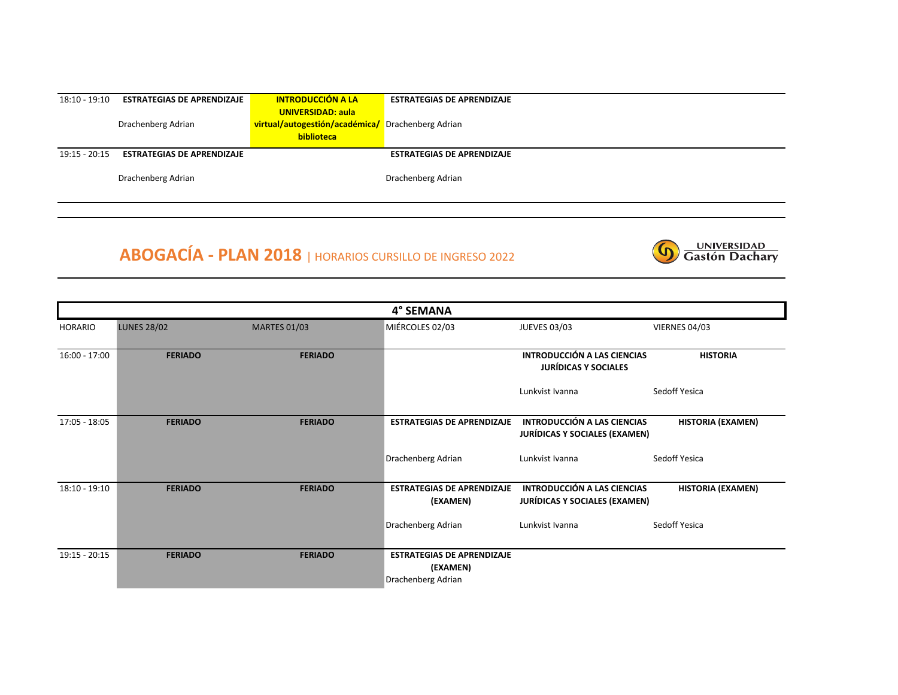| | | | |
|---|---|---|---|
| 18:10 - 19:10 | **ESTRATEGIAS DE APRENDIZAJE**<br>Drachenberg Adrian | **INTRODUCCIÓN A LA UNIVERSIDAD: aula virtual/autogestión/académica/ biblioteca** | **ESTRATEGIAS DE APRENDIZAJE**<br>Drachenberg Adrian |
| 19:15 - 20:15 | **ESTRATEGIAS DE APRENDIZAJE**<br>Drachenberg Adrian | | **ESTRATEGIAS DE APRENDIZAJE**<br>Drachenberg Adrian |

# ABOGACÍA - PLAN 2018 | HORARIOS CURSILLO DE INGRESO 2022

UNIVERSIDAD Gastón Dachary

| 4° SEMANA | | | | | |
|---|---|---|---|---|---|
| HORARIO | LUNES 28/02 | MARTES 01/03 | MIÉRCOLES 02/03 | JUEVES 03/03 | VIERNES 04/03 |
| 16:00 - 17:00 | **FERIADO** | **FERIADO** | | **INTRODUCCIÓN A LAS CIENCIAS JURÍDICAS Y SOCIALES**<br>Lunkvist Ivanna | **HISTORIA**<br>Sedoff Yesica |
| 17:05 - 18:05 | **FERIADO** | **FERIADO** | **ESTRATEGIAS DE APRENDIZAJE**<br>Drachenberg Adrian | **INTRODUCCIÓN A LAS CIENCIAS JURÍDICAS Y SOCIALES (EXAMEN)**<br>Lunkvist Ivanna | **HISTORIA (EXAMEN)**<br>Sedoff Yesica |
| 18:10 - 19:10 | **FERIADO** | **FERIADO** | **ESTRATEGIAS DE APRENDIZAJE (EXAMEN)**<br>Drachenberg Adrian | **INTRODUCCIÓN A LAS CIENCIAS JURÍDICAS Y SOCIALES (EXAMEN)**<br>Lunkvist Ivanna | **HISTORIA (EXAMEN)**<br>Sedoff Yesica |
| 19:15 - 20:15 | **FERIADO** | **FERIADO** | **ESTRATEGIAS DE APRENDIZAJE (EXAMEN)**<br>Drachenberg Adrian | | |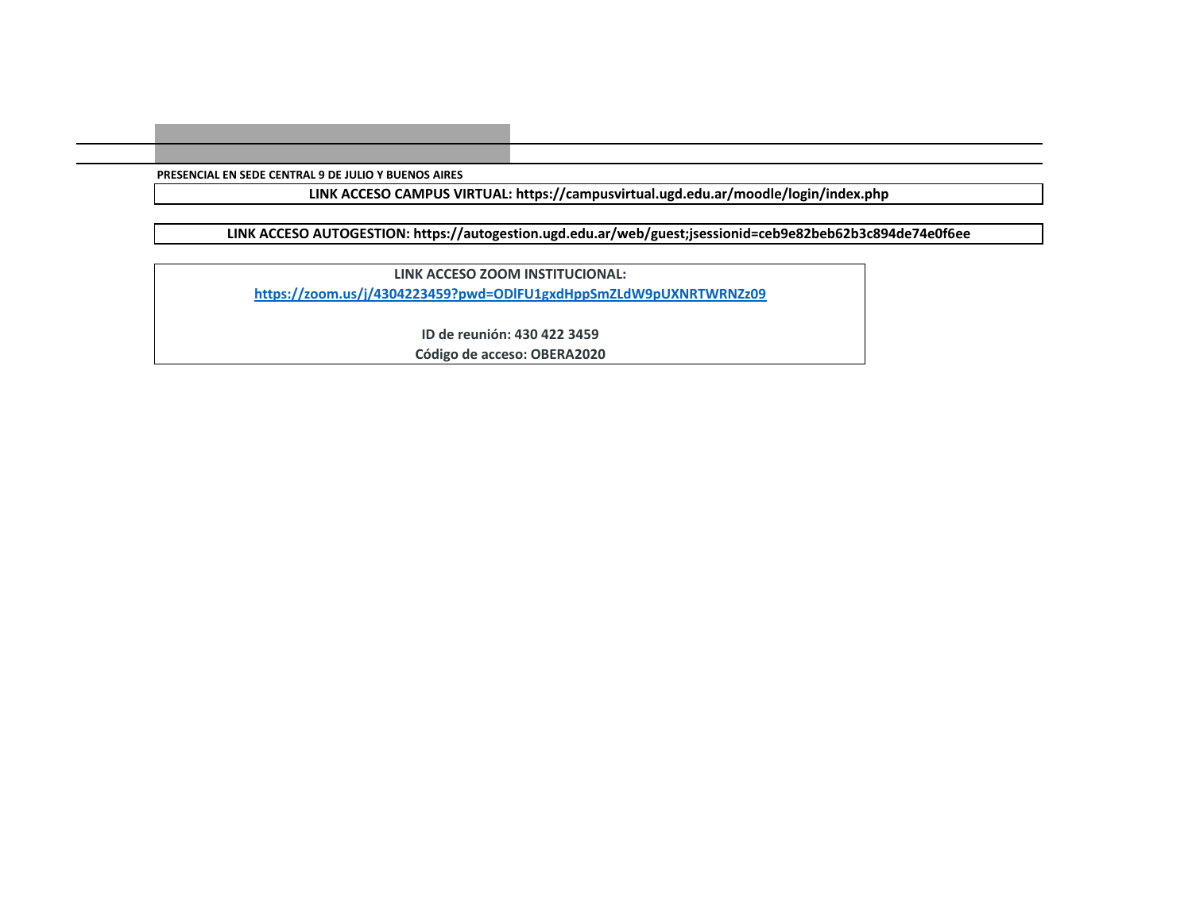**PRESENCIAL EN SEDE CENTRAL 9 DE JULIO Y BUENOS AIRES**

**LINK ACCESO CAMPUS VIRTUAL: https://campusvirtual.ugd.edu.ar/moodle/login/index.php**

**LINK ACCESO AUTOGESTION: https://autogestion.ugd.edu.ar/web/guest;jsessionid=ceb9e82beb62b3c894de74e0f6ee**

**LINK ACCESO ZOOM INSTITUCIONAL:**

**https://zoom.us/j/4304223459?pwd=ODlFU1gxdHppSmZLdW9pUXNRTWRNZz09**

**ID de reunión: 430 422 3459**

**Código de acceso: OBERA2020**